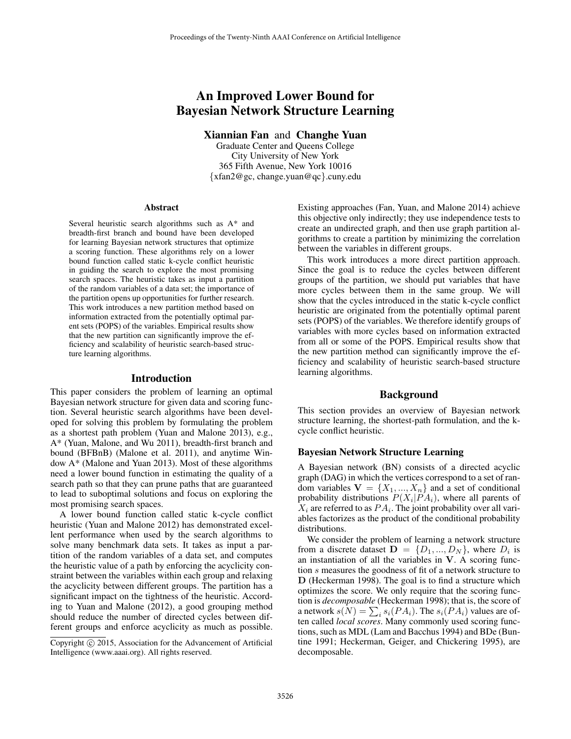# An Improved Lower Bound for Bayesian Network Structure Learning

**Xiannian Fan** and **Changhe Yuan**

Graduate Center and Queens College
City University of New York
365 Fifth Avenue, New York 10016
{xfan2@gc, change.yuan@qc}.cuny.edu

## Abstract

Several heuristic search algorithms such as A* and breadth-first branch and bound have been developed for learning Bayesian network structures that optimize a scoring function. These algorithms rely on a lower bound function called static k-cycle conflict heuristic in guiding the search to explore the most promising search spaces. The heuristic takes as input a partition of the random variables of a data set; the importance of the partition opens up opportunities for further research. This work introduces a new partition method based on information extracted from the potentially optimal parent sets (POPS) of the variables. Empirical results show that the new partition can significantly improve the efficiency and scalability of heuristic search-based structure learning algorithms.

## Introduction

This paper considers the problem of learning an optimal Bayesian network structure for given data and scoring function. Several heuristic search algorithms have been developed for solving this problem by formulating the problem as a shortest path problem (Yuan and Malone 2013), e.g., A* (Yuan, Malone, and Wu 2011), breadth-first branch and bound (BFBnB) (Malone et al. 2011), and anytime Window A* (Malone and Yuan 2013). Most of these algorithms need a lower bound function in estimating the quality of a search path so that they can prune paths that are guaranteed to lead to suboptimal solutions and focus on exploring the most promising search spaces.

A lower bound function called static k-cycle conflict heuristic (Yuan and Malone 2012) has demonstrated excellent performance when used by the search algorithms to solve many benchmark data sets. It takes as input a partition of the random variables of a data set, and computes the heuristic value of a path by enforcing the acyclicity constraint between the variables within each group and relaxing the acyclicity between different groups. The partition has a significant impact on the tightness of the heuristic. According to Yuan and Malone (2012), a good grouping method should reduce the number of directed cycles between different groups and enforce acyclicity as much as possible. Existing approaches (Fan, Yuan, and Malone 2014) achieve this objective only indirectly; they use independence tests to create an undirected graph, and then use graph partition algorithms to create a partition by minimizing the correlation between the variables in different groups.

This work introduces a more direct partition approach. Since the goal is to reduce the cycles between different groups of the partition, we should put variables that have more cycles between them in the same group. We will show that the cycles introduced in the static k-cycle conflict heuristic are originated from the potentially optimal parent sets (POPS) of the variables. We therefore identify groups of variables with more cycles based on information extracted from all or some of the POPS. Empirical results show that the new partition method can significantly improve the efficiency and scalability of heuristic search-based structure learning algorithms.

Copyright © 2015, Association for the Advancement of Artificial Intelligence (www.aaai.org). All rights reserved.

## Background

This section provides an overview of Bayesian network structure learning, the shortest-path formulation, and the k-cycle conflict heuristic.

### Bayesian Network Structure Learning

A Bayesian network (BN) consists of a directed acyclic graph (DAG) in which the vertices correspond to a set of random variables $\mathbf{V} = \{X_1, ..., X_n\}$ and a set of conditional probability distributions $P(X_i|PA_i)$, where all parents of $X_i$ are referred to as $PA_i$. The joint probability over all variables factorizes as the product of the conditional probability distributions.

We consider the problem of learning a network structure from a discrete dataset $\mathbf{D} = \{D_1, ..., D_N\}$, where $D_i$ is an instantiation of all the variables in $\mathbf{V}$. A scoring function $s$ measures the goodness of fit of a network structure to $\mathbf{D}$ (Heckerman 1998). The goal is to find a structure which optimizes the score. We only require that the scoring function is *decomposable* (Heckerman 1998); that is, the score of a network $s(N) = \sum_i s_i(PA_i)$. The $s_i(PA_i)$ values are often called *local scores*. Many commonly used scoring functions, such as MDL (Lam and Bacchus 1994) and BDe (Buntine 1991; Heckerman, Geiger, and Chickering 1995), are decomposable.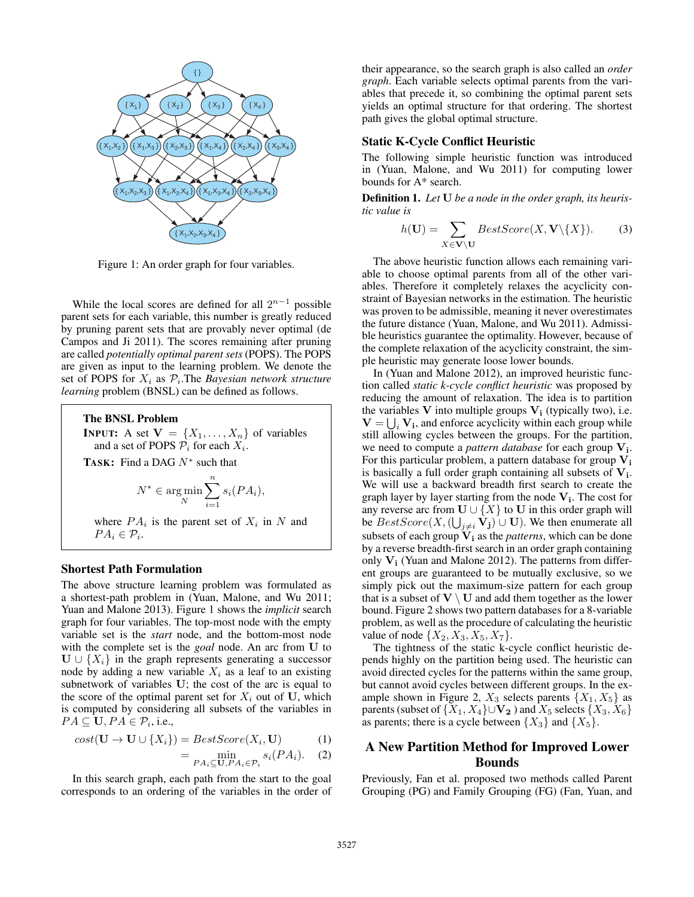Figure 1: An order graph for four variables.

While the local scores are defined for all $2^{n-1}$ possible parent sets for each variable, this number is greatly reduced by pruning parent sets that are provably never optimal (de Campos and Ji 2011). The scores remaining after pruning are called *potentially optimal parent sets* (POPS). The POPS are given as input to the learning problem. We denote the set of POPS for $X_i$ as $\mathcal{P}_i$.The *Bayesian network structure learning* problem (BNSL) can be defined as follows.

> **The BNSL Problem**
>
> **INPUT:** A set $\mathbf{V} = \{X_1, \ldots, X_n\}$ of variables and a set of POPS $\mathcal{P}_i$ for each $X_i$.
>
> **TASK:** Find a DAG $N^*$ such that
>
> $$N^* \in \arg\min_{N} \sum_{i=1}^{n} s_i(PA_i),$$
>
> where $PA_i$ is the parent set of $X_i$ in $N$ and $PA_i \in \mathcal{P}_i$.

## Shortest Path Formulation

The above structure learning problem was formulated as a shortest-path problem in (Yuan, Malone, and Wu 2011; Yuan and Malone 2013). Figure 1 shows the *implicit* search graph for four variables. The top-most node with the empty variable set is the *start* node, and the bottom-most node with the complete set is the *goal* node. An arc from $\mathbf{U}$ to $\mathbf{U} \cup \{X_i\}$ in the graph represents generating a successor node by adding a new variable $X_i$ as a leaf to an existing subnetwork of variables $\mathbf{U}$; the cost of the arc is equal to the score of the optimal parent set for $X_i$ out of $\mathbf{U}$, which is computed by considering all subsets of the variables in $PA \subseteq \mathbf{U}, PA \in \mathcal{P}_i$, i.e.,

$$cost(\mathbf{U} \to \mathbf{U} \cup \{X_i\}) = BestScore(X_i, \mathbf{U}) \quad (1)$$

$$= \min_{PA_i \subseteq \mathbf{U}, PA_i \in \mathcal{P}_i} s_i(PA_i). \quad (2)$$

In this search graph, each path from the start to the goal corresponds to an ordering of the variables in the order of their appearance, so the search graph is also called an *order graph*. Each variable selects optimal parents from the variables that precede it, so combining the optimal parent sets yields an optimal structure for that ordering. The shortest path gives the global optimal structure.

## Static K-Cycle Conflict Heuristic

The following simple heuristic function was introduced in (Yuan, Malone, and Wu 2011) for computing lower bounds for A* search.

**Definition 1.** *Let $\mathbf{U}$ be a node in the order graph, its heuristic value is*

$$h(\mathbf{U}) = \sum_{X \in \mathbf{V} \setminus \mathbf{U}} BestScore(X, \mathbf{V} \setminus \{X\}). \quad (3)$$

The above heuristic function allows each remaining variable to choose optimal parents from all of the other variables. Therefore it completely relaxes the acyclicity constraint of Bayesian networks in the estimation. The heuristic was proven to be admissible, meaning it never overestimates the future distance (Yuan, Malone, and Wu 2011). Admissible heuristics guarantee the optimality. However, because of the complete relaxation of the acyclicity constraint, the simple heuristic may generate loose lower bounds.

In (Yuan and Malone 2012), an improved heuristic function called *static k-cycle conflict heuristic* was proposed by reducing the amount of relaxation. The idea is to partition the variables $\mathbf{V}$ into multiple groups $\mathbf{V_i}$ (typically two), i.e. $\mathbf{V} = \bigcup_i \mathbf{V_i}$, and enforce acyclicity within each group while still allowing cycles between the groups. For the partition, we need to compute a *pattern database* for each group $\mathbf{V_i}$. For this particular problem, a pattern database for group $\mathbf{V_i}$ is basically a full order graph containing all subsets of $\mathbf{V_i}$. We will use a backward breadth first search to create the graph layer by layer starting from the node $\mathbf{V_i}$. The cost for any reverse arc from $\mathbf{U} \cup \{X\}$ to $\mathbf{U}$ in this order graph will be $BestScore(X, (\bigcup_{j \neq i} \mathbf{V_j}) \cup \mathbf{U})$. We then enumerate all subsets of each group $\mathbf{V_i}$ as the *patterns*, which can be done by a reverse breadth-first search in an order graph containing only $\mathbf{V_i}$ (Yuan and Malone 2012). The patterns from different groups are guaranteed to be mutually exclusive, so we simply pick out the maximum-size pattern for each group that is a subset of $\mathbf{V} \setminus \mathbf{U}$ and add them together as the lower bound. Figure 2 shows two pattern databases for a 8-variable problem, as well as the procedure of calculating the heuristic value of node $\{X_2, X_3, X_5, X_7\}$.

The tightness of the static k-cycle conflict heuristic depends highly on the partition being used. The heuristic can avoid directed cycles for the patterns within the same group, but cannot avoid cycles between different groups. In the example shown in Figure 2, $X_3$ selects parents $\{X_1, X_5\}$ as parents (subset of $\{X_1, X_4\} \cup \mathbf{V_2}$ ) and $X_5$ selects $\{X_3, X_6\}$ as parents; there is a cycle between $\{X_3\}$ and $\{X_5\}$.

## A New Partition Method for Improved Lower Bounds

Previously, Fan et al. proposed two methods called Parent Grouping (PG) and Family Grouping (FG) (Fan, Yuan, and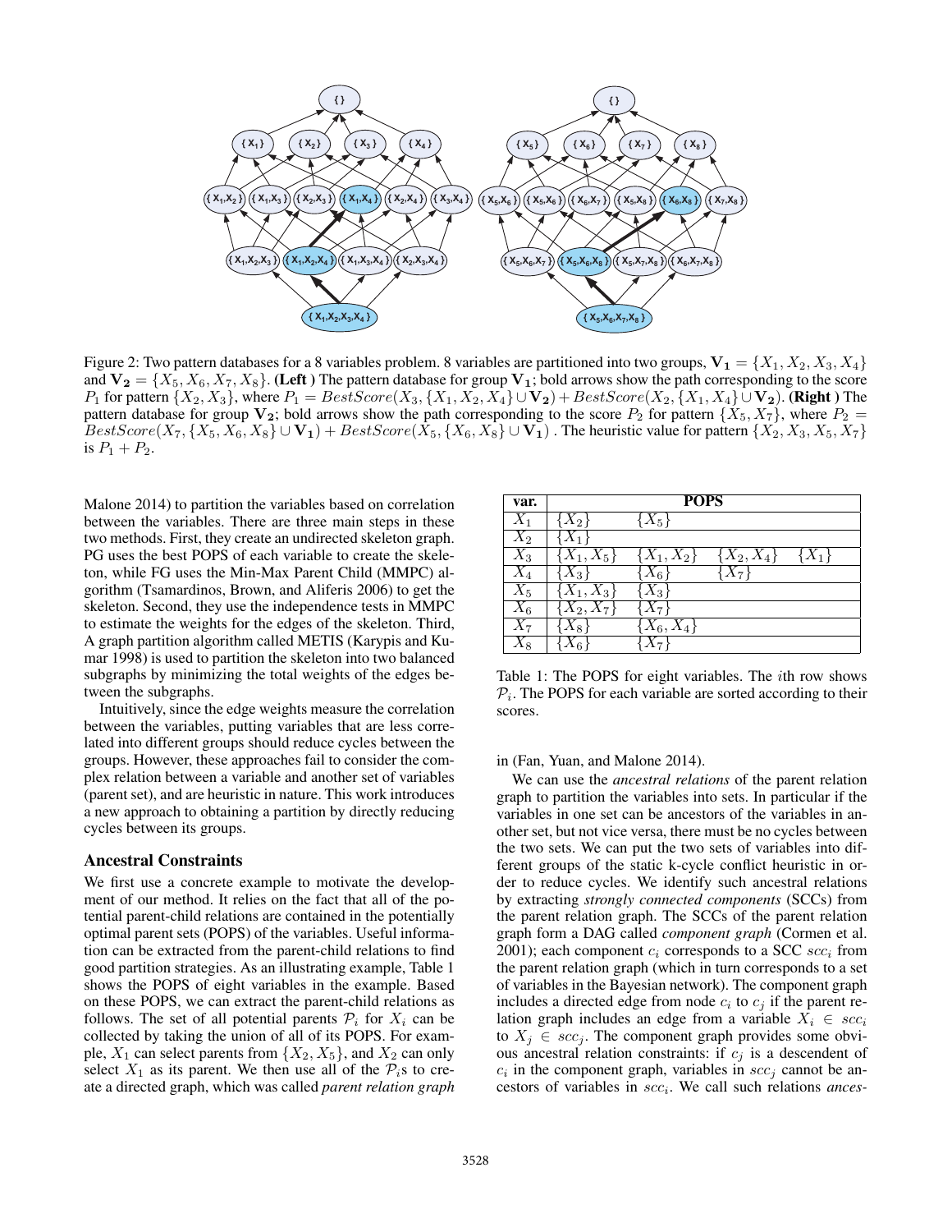Figure 2: Two pattern databases for a 8 variables problem. 8 variables are partitioned into two groups, $\mathbf{V_1} = \{X_1, X_2, X_3, X_4\}$ and $\mathbf{V_2} = \{X_5, X_6, X_7, X_8\}$. **(Left )** The pattern database for group $\mathbf{V_1}$; bold arrows show the path corresponding to the score $P_1$ for pattern $\{X_2, X_3\}$, where $P_1 = BestScore(X_3, \{X_1, X_2, X_4\} \cup \mathbf{V_2}) + BestScore(X_2, \{X_1, X_4\} \cup \mathbf{V_2})$. **(Right )** The pattern database for group $\mathbf{V_2}$; bold arrows show the path corresponding to the score $P_2$ for pattern $\{X_5, X_7\}$, where $P_2 = BestScore(X_7, \{X_5, X_6, X_8\} \cup \mathbf{V_1}) + BestScore(X_5, \{X_6, X_8\} \cup \mathbf{V_1})$ . The heuristic value for pattern $\{X_2, X_3, X_5, X_7\}$ is $P_1 + P_2$.

Malone 2014) to partition the variables based on correlation between the variables. There are three main steps in these two methods. First, they create an undirected skeleton graph. PG uses the best POPS of each variable to create the skeleton, while FG uses the Min-Max Parent Child (MMPC) algorithm (Tsamardinos, Brown, and Aliferis 2006) to get the skeleton. Second, they use the independence tests in MMPC to estimate the weights for the edges of the skeleton. Third, A graph partition algorithm called METIS (Karypis and Kumar 1998) is used to partition the skeleton into two balanced subgraphs by minimizing the total weights of the edges between the subgraphs.

Intuitively, since the edge weights measure the correlation between the variables, putting variables that are less correlated into different groups should reduce cycles between the groups. However, these approaches fail to consider the complex relation between a variable and another set of variables (parent set), and are heuristic in nature. This work introduces a new approach to obtaining a partition by directly reducing cycles between its groups.

## Ancestral Constraints

We first use a concrete example to motivate the development of our method. It relies on the fact that all of the potential parent-child relations are contained in the potentially optimal parent sets (POPS) of the variables. Useful information can be extracted from the parent-child relations to find good partition strategies. As an illustrating example, Table 1 shows the POPS of eight variables in the example. Based on these POPS, we can extract the parent-child relations as follows. The set of all potential parents $\mathcal{P}_i$ for $X_i$ can be collected by taking the union of all of its POPS. For example, $X_1$ can select parents from $\{X_2, X_5\}$, and $X_2$ can only select $X_1$ as its parent. We then use all of the $\mathcal{P}_i$s to create a directed graph, which was called *parent relation graph* in (Fan, Yuan, and Malone 2014).

| var. | POPS | | | |
|---|---|---|---|---|
| $X_1$ | $\{X_2\}$ | $\{X_5\}$ | | |
| $X_2$ | $\{X_1\}$ | | | |
| $X_3$ | $\{X_1, X_5\}$ | $\{X_1, X_2\}$ | $\{X_2, X_4\}$ | $\{X_1\}$ |
| $X_4$ | $\{X_3\}$ | $\{X_6\}$ | $\{X_7\}$ | |
| $X_5$ | $\{X_1, X_3\}$ | $\{X_3\}$ | | |
| $X_6$ | $\{X_2, X_7\}$ | $\{X_7\}$ | | |
| $X_7$ | $\{X_8\}$ | $\{X_6, X_4\}$ | | |
| $X_8$ | $\{X_6\}$ | $\{X_7\}$ | | |

Table 1: The POPS for eight variables. The $i$th row shows $\mathcal{P}_i$. The POPS for each variable are sorted according to their scores.

We can use the *ancestral relations* of the parent relation graph to partition the variables into sets. In particular if the variables in one set can be ancestors of the variables in another set, but not vice versa, there must be no cycles between the two sets. We can put the two sets of variables into different groups of the static k-cycle conflict heuristic in order to reduce cycles. We identify such ancestral relations by extracting *strongly connected components* (SCCs) from the parent relation graph. The SCCs of the parent relation graph form a DAG called *component graph* (Cormen et al. 2001); each component $c_i$ corresponds to a SCC $scc_i$ from the parent relation graph (which in turn corresponds to a set of variables in the Bayesian network). The component graph includes a directed edge from node $c_i$ to $c_j$ if the parent relation graph includes an edge from a variable $X_i \in scc_i$ to $X_j \in scc_j$. The component graph provides some obvious ancestral relation constraints: if $c_j$ is a descendent of $c_i$ in the component graph, variables in $scc_j$ cannot be ancestors of variables in $scc_i$. We call such relations *ances-*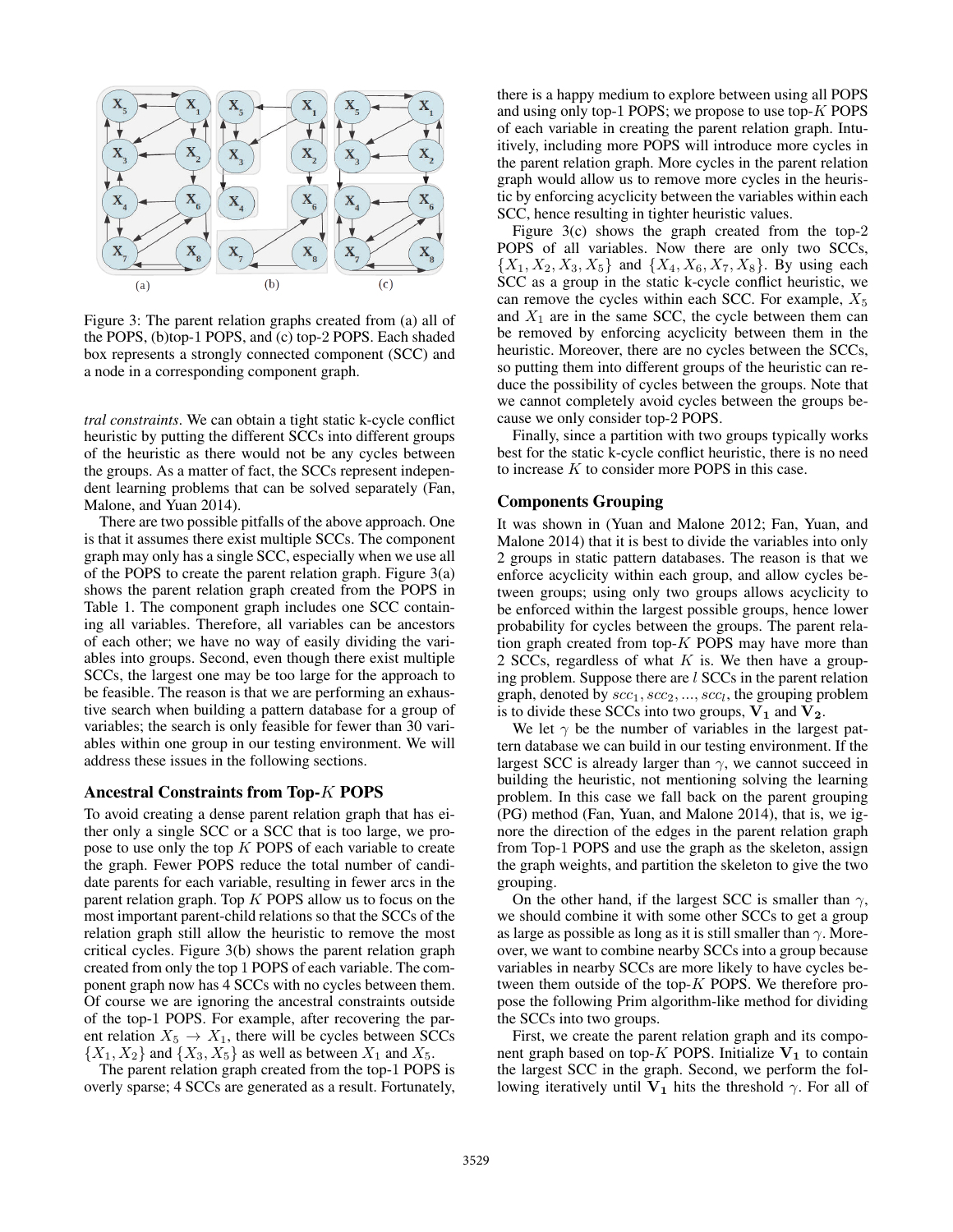Figure 3: The parent relation graphs created from (a) all of the POPS, (b)top-1 POPS, and (c) top-2 POPS. Each shaded box represents a strongly connected component (SCC) and a node in a corresponding component graph.

*tral constraints*. We can obtain a tight static k-cycle conflict heuristic by putting the different SCCs into different groups of the heuristic as there would not be any cycles between the groups. As a matter of fact, the SCCs represent independent learning problems that can be solved separately (Fan, Malone, and Yuan 2014).

There are two possible pitfalls of the above approach. One is that it assumes there exist multiple SCCs. The component graph may only has a single SCC, especially when we use all of the POPS to create the parent relation graph. Figure 3(a) shows the parent relation graph created from the POPS in Table 1. The component graph includes one SCC containing all variables. Therefore, all variables can be ancestors of each other; we have no way of easily dividing the variables into groups. Second, even though there exist multiple SCCs, the largest one may be too large for the approach to be feasible. The reason is that we are performing an exhaustive search when building a pattern database for a group of variables; the search is only feasible for fewer than 30 variables within one group in our testing environment. We will address these issues in the following sections.

### Ancestral Constraints from Top-$K$ POPS

To avoid creating a dense parent relation graph that has either only a single SCC or a SCC that is too large, we propose to use only the top $K$ POPS of each variable to create the graph. Fewer POPS reduce the total number of candidate parents for each variable, resulting in fewer arcs in the parent relation graph. Top $K$ POPS allow us to focus on the most important parent-child relations so that the SCCs of the relation graph still allow the heuristic to remove the most critical cycles. Figure 3(b) shows the parent relation graph created from only the top 1 POPS of each variable. The component graph now has 4 SCCs with no cycles between them. Of course we are ignoring the ancestral constraints outside of the top-1 POPS. For example, after recovering the parent relation $X_5 \rightarrow X_1$, there will be cycles between SCCs $\{X_1, X_2\}$ and $\{X_3, X_5\}$ as well as between $X_1$ and $X_5$.

The parent relation graph created from the top-1 POPS is overly sparse; 4 SCCs are generated as a result. Fortunately, there is a happy medium to explore between using all POPS and using only top-1 POPS; we propose to use top-$K$ POPS of each variable in creating the parent relation graph. Intuitively, including more POPS will introduce more cycles in the parent relation graph. More cycles in the parent relation graph would allow us to remove more cycles in the heuristic by enforcing acyclicity between the variables within each SCC, hence resulting in tighter heuristic values.

Figure 3(c) shows the graph created from the top-2 POPS of all variables. Now there are only two SCCs, $\{X_1, X_2, X_3, X_5\}$ and $\{X_4, X_6, X_7, X_8\}$. By using each SCC as a group in the static k-cycle conflict heuristic, we can remove the cycles within each SCC. For example, $X_5$ and $X_1$ are in the same SCC, the cycle between them can be removed by enforcing acyclicity between them in the heuristic. Moreover, there are no cycles between the SCCs, so putting them into different groups of the heuristic can reduce the possibility of cycles between the groups. Note that we cannot completely avoid cycles between the groups because we only consider top-2 POPS.

Finally, since a partition with two groups typically works best for the static k-cycle conflict heuristic, there is no need to increase $K$ to consider more POPS in this case.

### Components Grouping

It was shown in (Yuan and Malone 2012; Fan, Yuan, and Malone 2014) that it is best to divide the variables into only 2 groups in static pattern databases. The reason is that we enforce acyclicity within each group, and allow cycles between groups; using only two groups allows acyclicity to be enforced within the largest possible groups, hence lower probability for cycles between the groups. The parent relation graph created from top-$K$ POPS may have more than 2 SCCs, regardless of what $K$ is. We then have a grouping problem. Suppose there are $l$ SCCs in the parent relation graph, denoted by $scc_1, scc_2, ..., scc_l$, the grouping problem is to divide these SCCs into two groups, $\mathbf{V_1}$ and $\mathbf{V_2}$.

We let $\gamma$ be the number of variables in the largest pattern database we can build in our testing environment. If the largest SCC is already larger than $\gamma$, we cannot succeed in building the heuristic, not mentioning solving the learning problem. In this case we fall back on the parent grouping (PG) method (Fan, Yuan, and Malone 2014), that is, we ignore the direction of the edges in the parent relation graph from Top-1 POPS and use the graph as the skeleton, assign the graph weights, and partition the skeleton to give the two grouping.

On the other hand, if the largest SCC is smaller than $\gamma$, we should combine it with some other SCCs to get a group as large as possible as long as it is still smaller than $\gamma$. Moreover, we want to combine nearby SCCs into a group because variables in nearby SCCs are more likely to have cycles between them outside of the top-$K$ POPS. We therefore propose the following Prim algorithm-like method for dividing the SCCs into two groups.

First, we create the parent relation graph and its component graph based on top-$K$ POPS. Initialize $\mathbf{V_1}$ to contain the largest SCC in the graph. Second, we perform the following iteratively until $\mathbf{V_1}$ hits the threshold $\gamma$. For all of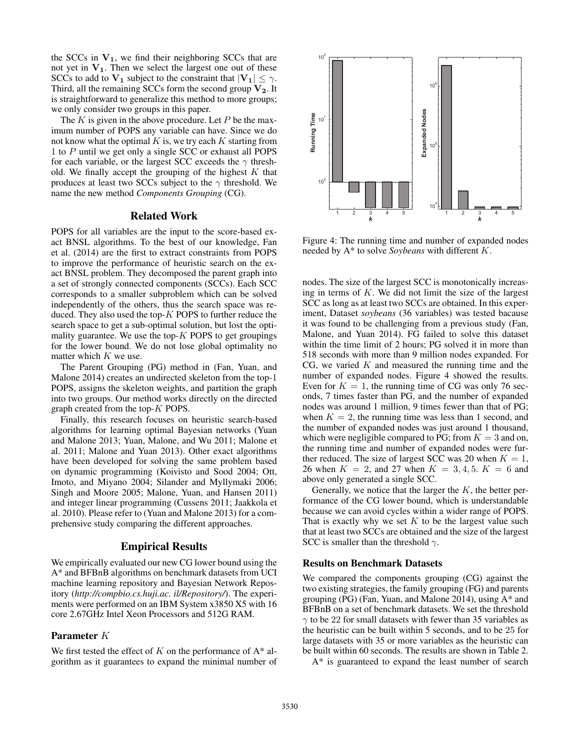the SCCs in $\mathbf{V_1}$, we find their neighboring SCCs that are not yet in $\mathbf{V_1}$. Then we select the largest one out of these SCCs to add to $\mathbf{V_1}$ subject to the constraint that $|\mathbf{V_1}| \leq \gamma$. Third, all the remaining SCCs form the second group $\mathbf{V_2}$. It is straightforward to generalize this method to more groups; we only consider two groups in this paper.

The $K$ is given in the above procedure. Let $P$ be the maximum number of POPS any variable can have. Since we do not know what the optimal $K$ is, we try each $K$ starting from 1 to $P$ until we get only a single SCC or exhaust all POPS for each variable, or the largest SCC exceeds the $\gamma$ threshold. We finally accept the grouping of the highest $K$ that produces at least two SCCs subject to the $\gamma$ threshold. We name the new method *Components Grouping* (CG).

## Related Work

POPS for all variables are the input to the score-based exact BNSL algorithms. To the best of our knowledge, Fan et al. (2014) are the first to extract constraints from POPS to improve the performance of heuristic search on the exact BNSL problem. They decomposed the parent graph into a set of strongly connected components (SCCs). Each SCC corresponds to a smaller subproblem which can be solved independently of the others, thus the search space was reduced. They also used the top-$K$ POPS to further reduce the search space to get a sub-optimal solution, but lost the optimality guarantee. We use the top-$K$ POPS to get groupings for the lower bound. We do not lose global optimality no matter which $K$ we use.

The Parent Grouping (PG) method in (Fan, Yuan, and Malone 2014) creates an undirected skeleton from the top-1 POPS, assigns the skeleton weights, and partition the graph into two groups. Our method works directly on the directed graph created from the top-$K$ POPS.

Finally, this research focuses on heuristic search-based algorithms for learning optimal Bayesian networks (Yuan and Malone 2013; Yuan, Malone, and Wu 2011; Malone et al. 2011; Malone and Yuan 2013). Other exact algorithms have been developed for solving the same problem based on dynamic programming (Koivisto and Sood 2004; Ott, Imoto, and Miyano 2004; Silander and Myllymaki 2006; Singh and Moore 2005; Malone, Yuan, and Hansen 2011) and integer linear programming (Cussens 2011; Jaakkola et al. 2010). Please refer to (Yuan and Malone 2013) for a comprehensive study comparing the different approaches.

## Empirical Results

We empirically evaluated our new CG lower bound using the A\* and BFBnB algorithms on benchmark datasets from UCI machine learning repository and Bayesian Network Repository (*http://compbio.cs.huji.ac. il/Repository/*). The experiments were performed on an IBM System x3850 X5 with 16 core 2.67GHz Intel Xeon Processors and 512G RAM.

### Parameter $K$

We first tested the effect of $K$ on the performance of A\* algorithm as it guarantees to expand the minimal number of nodes. The size of the largest SCC is monotonically increasing in terms of $K$. We did not limit the size of the largest SCC as long as at least two SCCs are obtained. In this experiment, Dataset *soybeans* (36 variables) was tested bacause it was found to be challenging from a previous study (Fan, Malone, and Yuan 2014). FG failed to solve this dataset within the time limit of 2 hours; PG solved it in more than 518 seconds with more than 9 million nodes expanded. For CG, we varied $K$ and measured the running time and the number of expanded nodes. Figure 4 showed the results. Even for $K = 1$, the running time of CG was only 76 seconds, 7 times faster than PG, and the number of expanded nodes was around 1 million, 9 times fewer than that of PG; when $K = 2$, the running time was less than 1 second, and the number of expanded nodes was just around 1 thousand, which were negligible compared to PG; from $K = 3$ and on, the running time and number of expanded nodes were further reduced. The size of largest SCC was 20 when $K = 1$, 26 when $K = 2$, and 27 when $K = 3, 4, 5$. $K = 6$ and above only generated a single SCC.

Figure 4: The running time and number of expanded nodes needed by A\* to solve *Soybeans* with different $K$.

Generally, we notice that the larger the $K$, the better performance of the CG lower bound, which is understandable because we can avoid cycles within a wider range of POPS. That is exactly why we set $K$ to be the largest value such that at least two SCCs are obtained and the size of the largest SCC is smaller than the threshold $\gamma$.

### Results on Benchmark Datasets

We compared the components grouping (CG) against the two existing strategies, the family grouping (FG) and parents grouping (PG) (Fan, Yuan, and Malone 2014), using A\* and BFBnB on a set of benchmark datasets. We set the threshold $\gamma$ to be 22 for small datasets with fewer than 35 variables as the heuristic can be built within 5 seconds, and to be 25 for large datasets with 35 or more variables as the heuristic can be built within 60 seconds. The results are shown in Table 2.

A\* is guaranteed to expand the least number of search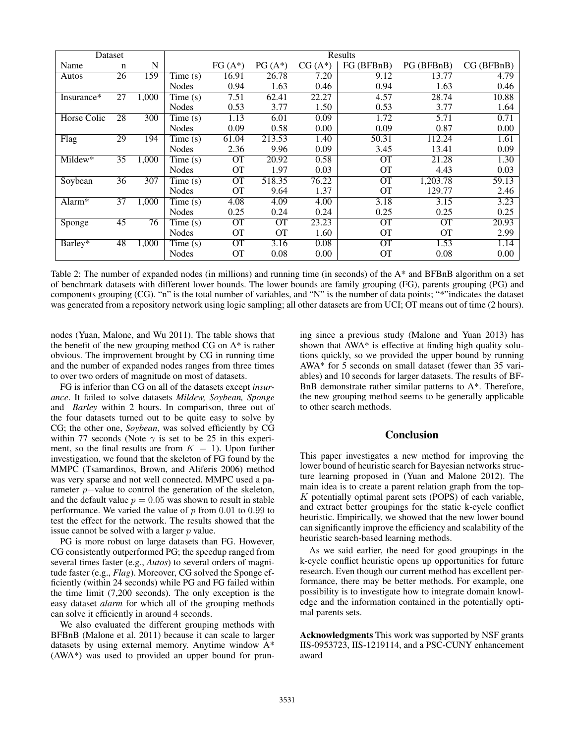| Dataset | | | Results | | | | | | |
|---|---|---|---|---|---|---|---|---|---|
| Name | n | N | | FG (A*) | PG (A*) | CG (A*) | FG (BFBnB) | PG (BFBnB) | CG (BFBnB) |
| Autos | 26 | 159 | Time (s) | 16.91 | 26.78 | 7.20 | 9.12 | 13.77 | 4.79 |
| | | | Nodes | 0.94 | 1.63 | 0.46 | 0.94 | 1.63 | 0.46 |
| Insurance* | 27 | 1,000 | Time (s) | 7.51 | 62.41 | 22.27 | 4.57 | 28.74 | 10.88 |
| | | | Nodes | 0.53 | 3.77 | 1.50 | 0.53 | 3.77 | 1.64 |
| Horse Colic | 28 | 300 | Time (s) | 1.13 | 6.01 | 0.09 | 1.72 | 5.71 | 0.71 |
| | | | Nodes | 0.09 | 0.58 | 0.00 | 0.09 | 0.87 | 0.00 |
| Flag | 29 | 194 | Time (s) | 61.04 | 213.53 | 1.40 | 50.31 | 112.24 | 1.61 |
| | | | Nodes | 2.36 | 9.96 | 0.09 | 3.45 | 13.41 | 0.09 |
| Mildew* | 35 | 1,000 | Time (s) | OT | 20.92 | 0.58 | OT | 21.28 | 1.30 |
| | | | Nodes | OT | 1.97 | 0.03 | OT | 4.43 | 0.03 |
| Soybean | 36 | 307 | Time (s) | OT | 518.35 | 76.22 | OT | 1,203.78 | 59.13 |
| | | | Nodes | OT | 9.64 | 1.37 | OT | 129.77 | 2.46 |
| Alarm* | 37 | 1,000 | Time (s) | 4.08 | 4.09 | 4.00 | 3.18 | 3.15 | 3.23 |
| | | | Nodes | 0.25 | 0.24 | 0.24 | 0.25 | 0.25 | 0.25 |
| Sponge | 45 | 76 | Time (s) | OT | OT | 23.23 | OT | OT | 20.93 |
| | | | Nodes | OT | OT | 1.60 | OT | OT | 2.99 |
| Barley* | 48 | 1,000 | Time (s) | OT | 3.16 | 0.08 | OT | 1.53 | 1.14 |
| | | | Nodes | OT | 0.08 | 0.00 | OT | 0.08 | 0.00 |

Table 2: The number of expanded nodes (in millions) and running time (in seconds) of the A* and BFBnB algorithm on a set of benchmark datasets with different lower bounds. The lower bounds are family grouping (FG), parents grouping (PG) and components grouping (CG). "n" is the total number of variables, and "N" is the number of data points; "*"indicates the dataset was generated from a repository network using logic sampling; all other datasets are from UCI; OT means out of time (2 hours).

nodes (Yuan, Malone, and Wu 2011). The table shows that the benefit of the new grouping method CG on A* is rather obvious. The improvement brought by CG in running time and the number of expanded nodes ranges from three times to over two orders of magnitude on most of datasets.

FG is inferior than CG on all of the datasets except *insurance*. It failed to solve datasets *Mildew, Soybean, Sponge* and *Barley* within 2 hours. In comparison, three out of the four datasets turned out to be quite easy to solve by CG; the other one, *Soybean*, was solved efficiently by CG within 77 seconds (Note $\gamma$ is set to be 25 in this experiment, so the final results are from $K = 1$). Upon further investigation, we found that the skeleton of FG found by the MMPC (Tsamardinos, Brown, and Aliferis 2006) method was very sparse and not well connected. MMPC used a parameter $p-$value to control the generation of the skeleton, and the default value $p = 0.05$ was shown to result in stable performance. We varied the value of $p$ from $0.01$ to $0.99$ to test the effect for the network. The results showed that the issue cannot be solved with a larger $p$ value.

PG is more robust on large datasets than FG. However, CG consistently outperformed PG; the speedup ranged from several times faster (e.g., *Autos*) to several orders of magnitude faster (e.g., *Flag*). Moreover, CG solved the Sponge efficiently (within 24 seconds) while PG and FG failed within the time limit (7,200 seconds). The only exception is the easy dataset *alarm* for which all of the grouping methods can solve it efficiently in around 4 seconds.

We also evaluated the different grouping methods with BFBnB (Malone et al. 2011) because it can scale to larger datasets by using external memory. Anytime window A* (AWA*) was used to provided an upper bound for pruning since a previous study (Malone and Yuan 2013) has shown that AWA* is effective at finding high quality solutions quickly, so we provided the upper bound by running AWA* for 5 seconds on small dataset (fewer than 35 variables) and 10 seconds for larger datasets. The results of BFBnB demonstrate rather similar patterns to A*. Therefore, the new grouping method seems to be generally applicable to other search methods.

## Conclusion

This paper investigates a new method for improving the lower bound of heuristic search for Bayesian networks structure learning proposed in (Yuan and Malone 2012). The main idea is to create a parent relation graph from the top-$K$ potentially optimal parent sets (POPS) of each variable, and extract better groupings for the static k-cycle conflict heuristic. Empirically, we showed that the new lower bound can significantly improve the efficiency and scalability of the heuristic search-based learning methods.

As we said earlier, the need for good groupings in the k-cycle conflict heuristic opens up opportunities for future research. Even though our current method has excellent performance, there may be better methods. For example, one possibility is to investigate how to integrate domain knowledge and the information contained in the potentially optimal parents sets.

**Acknowledgments** This work was supported by NSF grants IIS-0953723, IIS-1219114, and a PSC-CUNY enhancement award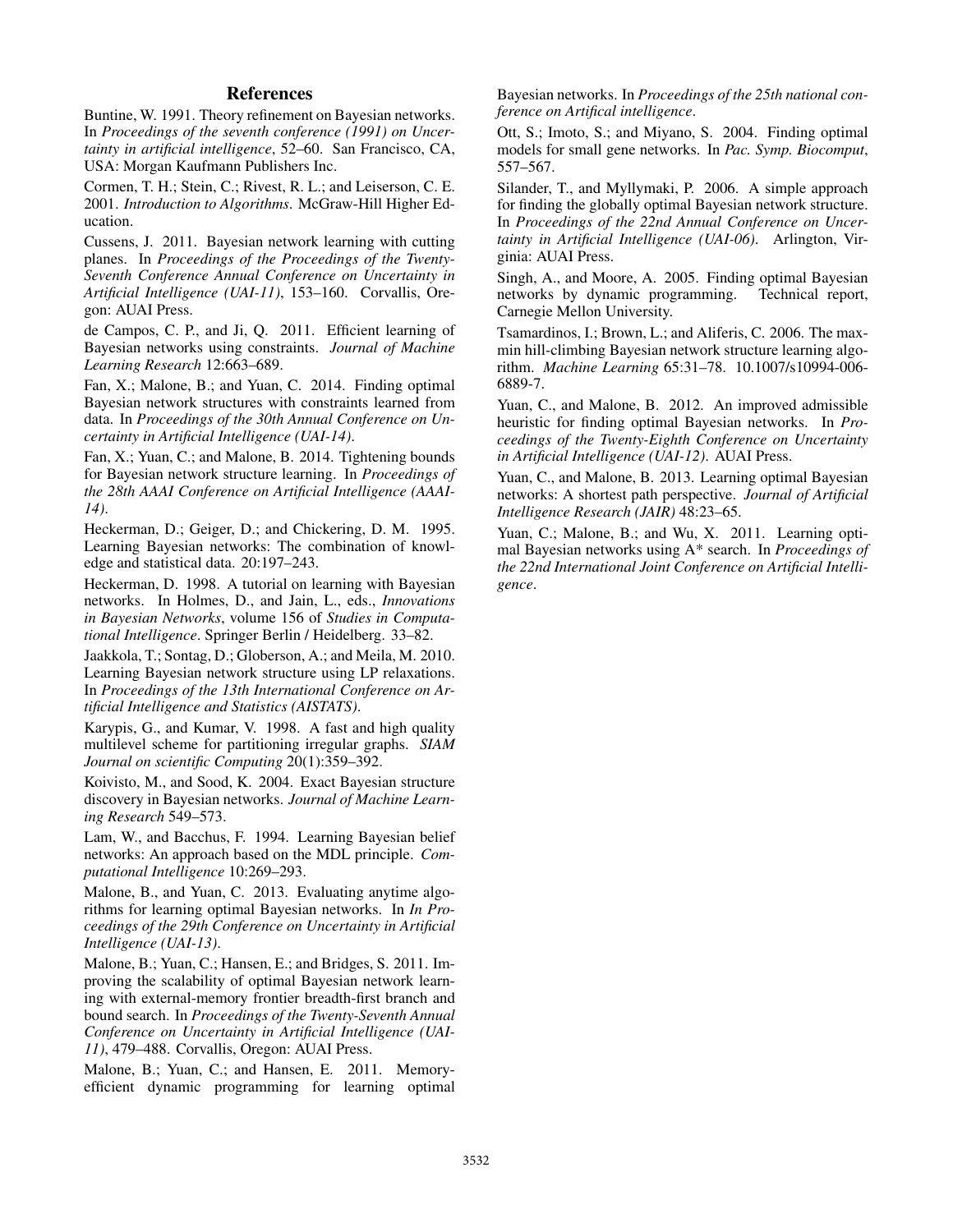## References

Buntine, W. 1991. Theory refinement on Bayesian networks. In *Proceedings of the seventh conference (1991) on Uncertainty in artificial intelligence*, 52–60. San Francisco, CA, USA: Morgan Kaufmann Publishers Inc.

Cormen, T. H.; Stein, C.; Rivest, R. L.; and Leiserson, C. E. 2001. *Introduction to Algorithms*. McGraw-Hill Higher Education.

Cussens, J. 2011. Bayesian network learning with cutting planes. In *Proceedings of the Proceedings of the Twenty-Seventh Conference Annual Conference on Uncertainty in Artificial Intelligence (UAI-11)*, 153–160. Corvallis, Oregon: AUAI Press.

de Campos, C. P., and Ji, Q. 2011. Efficient learning of Bayesian networks using constraints. *Journal of Machine Learning Research* 12:663–689.

Fan, X.; Malone, B.; and Yuan, C. 2014. Finding optimal Bayesian network structures with constraints learned from data. In *Proceedings of the 30th Annual Conference on Uncertainty in Artificial Intelligence (UAI-14)*.

Fan, X.; Yuan, C.; and Malone, B. 2014. Tightening bounds for Bayesian network structure learning. In *Proceedings of the 28th AAAI Conference on Artificial Intelligence (AAAI-14)*.

Heckerman, D.; Geiger, D.; and Chickering, D. M. 1995. Learning Bayesian networks: The combination of knowledge and statistical data. 20:197–243.

Heckerman, D. 1998. A tutorial on learning with Bayesian networks. In Holmes, D., and Jain, L., eds., *Innovations in Bayesian Networks*, volume 156 of *Studies in Computational Intelligence*. Springer Berlin / Heidelberg. 33–82.

Jaakkola, T.; Sontag, D.; Globerson, A.; and Meila, M. 2010. Learning Bayesian network structure using LP relaxations. In *Proceedings of the 13th International Conference on Artificial Intelligence and Statistics (AISTATS)*.

Karypis, G., and Kumar, V. 1998. A fast and high quality multilevel scheme for partitioning irregular graphs. *SIAM Journal on scientific Computing* 20(1):359–392.

Koivisto, M., and Sood, K. 2004. Exact Bayesian structure discovery in Bayesian networks. *Journal of Machine Learning Research* 549–573.

Lam, W., and Bacchus, F. 1994. Learning Bayesian belief networks: An approach based on the MDL principle. *Computational Intelligence* 10:269–293.

Malone, B., and Yuan, C. 2013. Evaluating anytime algorithms for learning optimal Bayesian networks. In *In Proceedings of the 29th Conference on Uncertainty in Artificial Intelligence (UAI-13)*.

Malone, B.; Yuan, C.; Hansen, E.; and Bridges, S. 2011. Improving the scalability of optimal Bayesian network learning with external-memory frontier breadth-first branch and bound search. In *Proceedings of the Twenty-Seventh Annual Conference on Uncertainty in Artificial Intelligence (UAI-11)*, 479–488. Corvallis, Oregon: AUAI Press.

Malone, B.; Yuan, C.; and Hansen, E. 2011. Memory-efficient dynamic programming for learning optimal Bayesian networks. In *Proceedings of the 25th national conference on Artifical intelligence*.

Ott, S.; Imoto, S.; and Miyano, S. 2004. Finding optimal models for small gene networks. In *Pac. Symp. Biocomput*, 557–567.

Silander, T., and Myllymaki, P. 2006. A simple approach for finding the globally optimal Bayesian network structure. In *Proceedings of the 22nd Annual Conference on Uncertainty in Artificial Intelligence (UAI-06)*. Arlington, Virginia: AUAI Press.

Singh, A., and Moore, A. 2005. Finding optimal Bayesian networks by dynamic programming. Technical report, Carnegie Mellon University.

Tsamardinos, I.; Brown, L.; and Aliferis, C. 2006. The max-min hill-climbing Bayesian network structure learning algorithm. *Machine Learning* 65:31–78. 10.1007/s10994-006-6889-7.

Yuan, C., and Malone, B. 2012. An improved admissible heuristic for finding optimal Bayesian networks. In *Proceedings of the Twenty-Eighth Conference on Uncertainty in Artificial Intelligence (UAI-12)*. AUAI Press.

Yuan, C., and Malone, B. 2013. Learning optimal Bayesian networks: A shortest path perspective. *Journal of Artificial Intelligence Research (JAIR)* 48:23–65.

Yuan, C.; Malone, B.; and Wu, X. 2011. Learning optimal Bayesian networks using A* search. In *Proceedings of the 22nd International Joint Conference on Artificial Intelligence*.